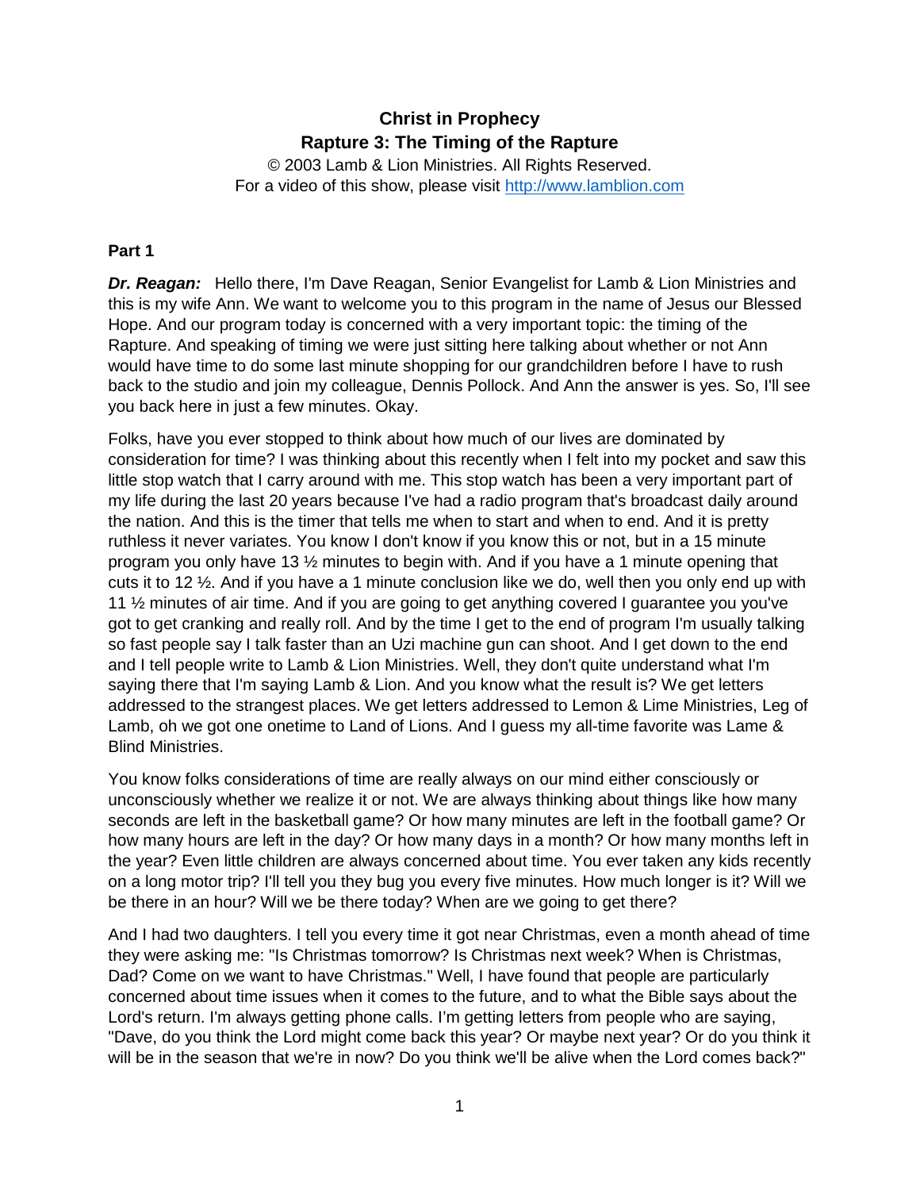# Christ in Prophecy
## Rapture 3: The Timing of the Rapture

© 2003 Lamb & Lion Ministries. All Rights Reserved.
For a video of this show, please visit http://www.lamblion.com

### Part 1

***Dr. Reagan:*** Hello there, I'm Dave Reagan, Senior Evangelist for Lamb & Lion Ministries and this is my wife Ann. We want to welcome you to this program in the name of Jesus our Blessed Hope. And our program today is concerned with a very important topic: the timing of the Rapture. And speaking of timing we were just sitting here talking about whether or not Ann would have time to do some last minute shopping for our grandchildren before I have to rush back to the studio and join my colleague, Dennis Pollock. And Ann the answer is yes. So, I'll see you back here in just a few minutes. Okay.

Folks, have you ever stopped to think about how much of our lives are dominated by consideration for time? I was thinking about this recently when I felt into my pocket and saw this little stop watch that I carry around with me. This stop watch has been a very important part of my life during the last 20 years because I've had a radio program that's broadcast daily around the nation. And this is the timer that tells me when to start and when to end. And it is pretty ruthless it never variates. You know I don't know if you know this or not, but in a 15 minute program you only have 13 ½ minutes to begin with. And if you have a 1 minute opening that cuts it to 12 ½. And if you have a 1 minute conclusion like we do, well then you only end up with 11 ½ minutes of air time. And if you are going to get anything covered I guarantee you you've got to get cranking and really roll. And by the time I get to the end of program I'm usually talking so fast people say I talk faster than an Uzi machine gun can shoot. And I get down to the end and I tell people write to Lamb & Lion Ministries. Well, they don't quite understand what I'm saying there that I'm saying Lamb & Lion. And you know what the result is? We get letters addressed to the strangest places. We get letters addressed to Lemon & Lime Ministries, Leg of Lamb, oh we got one onetime to Land of Lions. And I guess my all-time favorite was Lame & Blind Ministries.

You know folks considerations of time are really always on our mind either consciously or unconsciously whether we realize it or not. We are always thinking about things like how many seconds are left in the basketball game? Or how many minutes are left in the football game? Or how many hours are left in the day? Or how many days in a month? Or how many months left in the year? Even little children are always concerned about time. You ever taken any kids recently on a long motor trip? I'll tell you they bug you every five minutes. How much longer is it? Will we be there in an hour? Will we be there today? When are we going to get there?

And I had two daughters. I tell you every time it got near Christmas, even a month ahead of time they were asking me: "Is Christmas tomorrow? Is Christmas next week? When is Christmas, Dad? Come on we want to have Christmas." Well, I have found that people are particularly concerned about time issues when it comes to the future, and to what the Bible says about the Lord's return. I'm always getting phone calls. I'm getting letters from people who are saying, "Dave, do you think the Lord might come back this year? Or maybe next year? Or do you think it will be in the season that we're in now? Do you think we'll be alive when the Lord comes back?"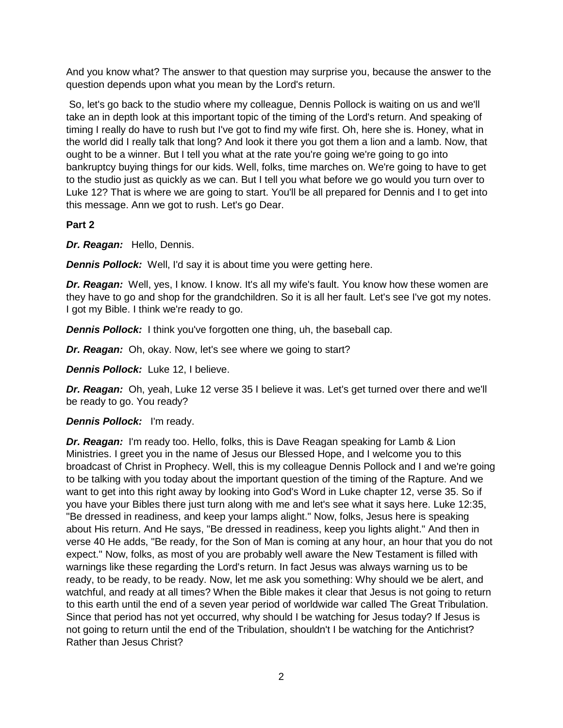And you know what? The answer to that question may surprise you, because the answer to the question depends upon what you mean by the Lord's return.

So, let's go back to the studio where my colleague, Dennis Pollock is waiting on us and we'll take an in depth look at this important topic of the timing of the Lord's return. And speaking of timing I really do have to rush but I've got to find my wife first. Oh, here she is. Honey, what in the world did I really talk that long? And look it there you got them a lion and a lamb. Now, that ought to be a winner. But I tell you what at the rate you're going we're going to go into bankruptcy buying things for our kids. Well, folks, time marches on. We're going to have to get to the studio just as quickly as we can. But I tell you what before we go would you turn over to Luke 12? That is where we are going to start. You'll be all prepared for Dennis and I to get into this message. Ann we got to rush. Let's go Dear.

**Part 2**

***Dr. Reagan:*** Hello, Dennis.

***Dennis Pollock:*** Well, I'd say it is about time you were getting here.

***Dr. Reagan:*** Well, yes, I know. I know. It's all my wife's fault. You know how these women are they have to go and shop for the grandchildren. So it is all her fault. Let's see I've got my notes. I got my Bible. I think we're ready to go.

***Dennis Pollock:*** I think you've forgotten one thing, uh, the baseball cap.

***Dr. Reagan:*** Oh, okay. Now, let's see where we going to start?

***Dennis Pollock:*** Luke 12, I believe.

***Dr. Reagan:*** Oh, yeah, Luke 12 verse 35 I believe it was. Let's get turned over there and we'll be ready to go. You ready?

***Dennis Pollock:*** I'm ready.

***Dr. Reagan:*** I'm ready too. Hello, folks, this is Dave Reagan speaking for Lamb & Lion Ministries. I greet you in the name of Jesus our Blessed Hope, and I welcome you to this broadcast of Christ in Prophecy. Well, this is my colleague Dennis Pollock and I and we're going to be talking with you today about the important question of the timing of the Rapture. And we want to get into this right away by looking into God's Word in Luke chapter 12, verse 35. So if you have your Bibles there just turn along with me and let's see what it says here. Luke 12:35, "Be dressed in readiness, and keep your lamps alight." Now, folks, Jesus here is speaking about His return. And He says, "Be dressed in readiness, keep you lights alight." And then in verse 40 He adds, "Be ready, for the Son of Man is coming at any hour, an hour that you do not expect." Now, folks, as most of you are probably well aware the New Testament is filled with warnings like these regarding the Lord's return. In fact Jesus was always warning us to be ready, to be ready, to be ready. Now, let me ask you something: Why should we be alert, and watchful, and ready at all times? When the Bible makes it clear that Jesus is not going to return to this earth until the end of a seven year period of worldwide war called The Great Tribulation. Since that period has not yet occurred, why should I be watching for Jesus today? If Jesus is not going to return until the end of the Tribulation, shouldn't I be watching for the Antichrist? Rather than Jesus Christ?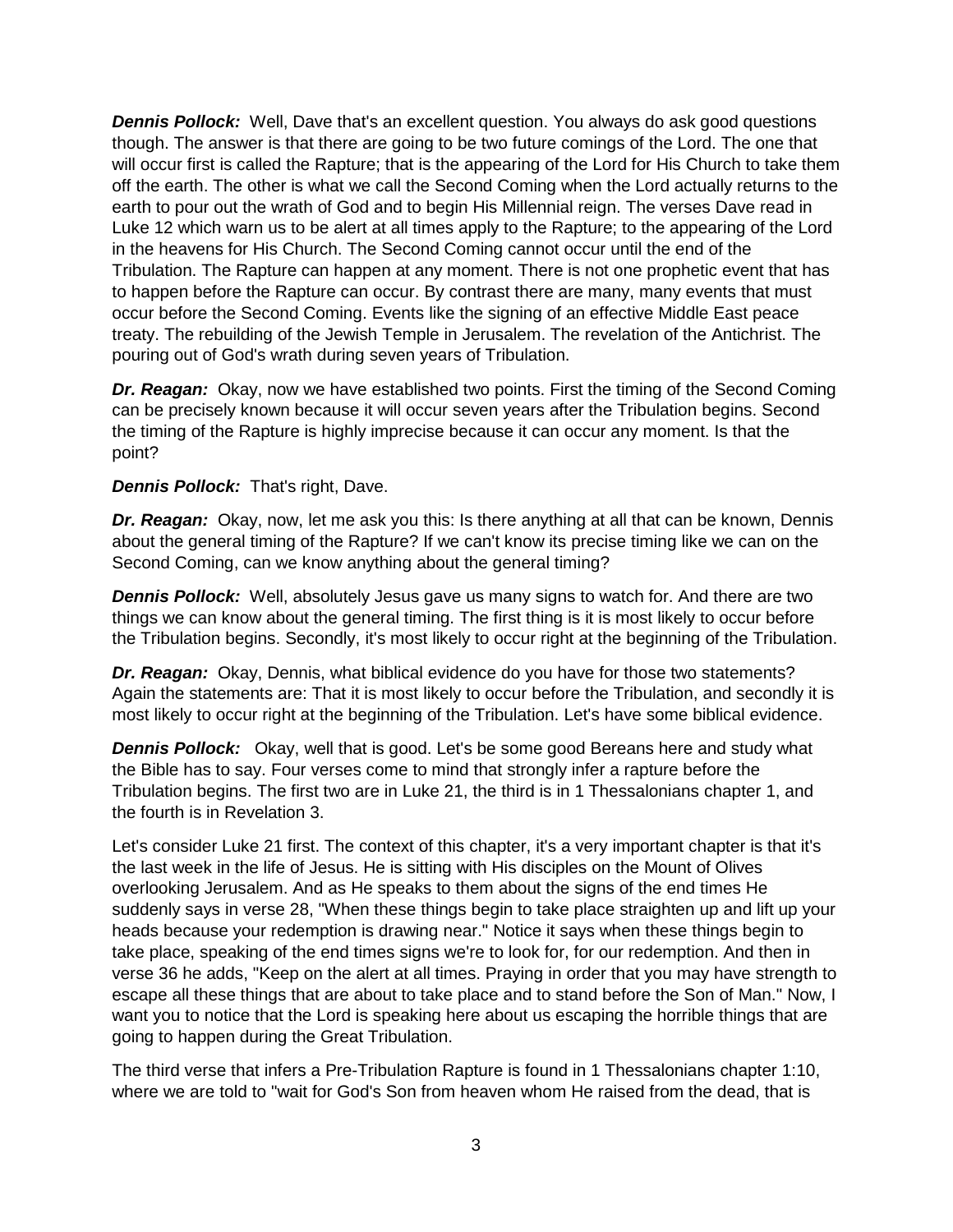***Dennis Pollock:*** Well, Dave that's an excellent question. You always do ask good questions though. The answer is that there are going to be two future comings of the Lord. The one that will occur first is called the Rapture; that is the appearing of the Lord for His Church to take them off the earth. The other is what we call the Second Coming when the Lord actually returns to the earth to pour out the wrath of God and to begin His Millennial reign. The verses Dave read in Luke 12 which warn us to be alert at all times apply to the Rapture; to the appearing of the Lord in the heavens for His Church. The Second Coming cannot occur until the end of the Tribulation. The Rapture can happen at any moment. There is not one prophetic event that has to happen before the Rapture can occur. By contrast there are many, many events that must occur before the Second Coming. Events like the signing of an effective Middle East peace treaty. The rebuilding of the Jewish Temple in Jerusalem. The revelation of the Antichrist. The pouring out of God's wrath during seven years of Tribulation.

***Dr. Reagan:*** Okay, now we have established two points. First the timing of the Second Coming can be precisely known because it will occur seven years after the Tribulation begins. Second the timing of the Rapture is highly imprecise because it can occur any moment. Is that the point?

***Dennis Pollock:*** That's right, Dave.

***Dr. Reagan:*** Okay, now, let me ask you this: Is there anything at all that can be known, Dennis about the general timing of the Rapture? If we can't know its precise timing like we can on the Second Coming, can we know anything about the general timing?

***Dennis Pollock:*** Well, absolutely Jesus gave us many signs to watch for. And there are two things we can know about the general timing. The first thing is it is most likely to occur before the Tribulation begins. Secondly, it's most likely to occur right at the beginning of the Tribulation.

***Dr. Reagan:*** Okay, Dennis, what biblical evidence do you have for those two statements? Again the statements are: That it is most likely to occur before the Tribulation, and secondly it is most likely to occur right at the beginning of the Tribulation. Let's have some biblical evidence.

***Dennis Pollock:*** Okay, well that is good. Let's be some good Bereans here and study what the Bible has to say. Four verses come to mind that strongly infer a rapture before the Tribulation begins. The first two are in Luke 21, the third is in 1 Thessalonians chapter 1, and the fourth is in Revelation 3.

Let's consider Luke 21 first. The context of this chapter, it's a very important chapter is that it's the last week in the life of Jesus. He is sitting with His disciples on the Mount of Olives overlooking Jerusalem. And as He speaks to them about the signs of the end times He suddenly says in verse 28, "When these things begin to take place straighten up and lift up your heads because your redemption is drawing near." Notice it says when these things begin to take place, speaking of the end times signs we're to look for, for our redemption. And then in verse 36 he adds, "Keep on the alert at all times. Praying in order that you may have strength to escape all these things that are about to take place and to stand before the Son of Man." Now, I want you to notice that the Lord is speaking here about us escaping the horrible things that are going to happen during the Great Tribulation.

The third verse that infers a Pre-Tribulation Rapture is found in 1 Thessalonians chapter 1:10, where we are told to "wait for God's Son from heaven whom He raised from the dead, that is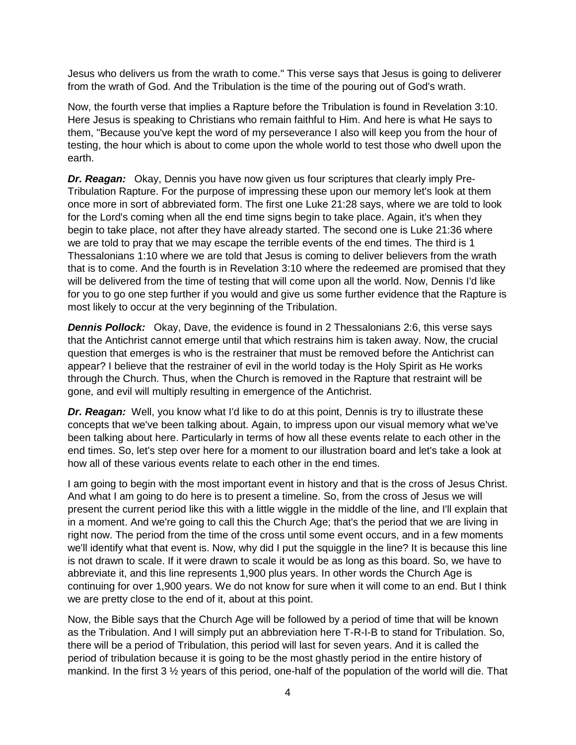Jesus who delivers us from the wrath to come." This verse says that Jesus is going to deliverer from the wrath of God. And the Tribulation is the time of the pouring out of God's wrath.

Now, the fourth verse that implies a Rapture before the Tribulation is found in Revelation 3:10. Here Jesus is speaking to Christians who remain faithful to Him. And here is what He says to them, "Because you've kept the word of my perseverance I also will keep you from the hour of testing, the hour which is about to come upon the whole world to test those who dwell upon the earth.

***Dr. Reagan:*** Okay, Dennis you have now given us four scriptures that clearly imply Pre-Tribulation Rapture. For the purpose of impressing these upon our memory let's look at them once more in sort of abbreviated form. The first one Luke 21:28 says, where we are told to look for the Lord's coming when all the end time signs begin to take place. Again, it's when they begin to take place, not after they have already started. The second one is Luke 21:36 where we are told to pray that we may escape the terrible events of the end times. The third is 1 Thessalonians 1:10 where we are told that Jesus is coming to deliver believers from the wrath that is to come. And the fourth is in Revelation 3:10 where the redeemed are promised that they will be delivered from the time of testing that will come upon all the world. Now, Dennis I'd like for you to go one step further if you would and give us some further evidence that the Rapture is most likely to occur at the very beginning of the Tribulation.

***Dennis Pollock:*** Okay, Dave, the evidence is found in 2 Thessalonians 2:6, this verse says that the Antichrist cannot emerge until that which restrains him is taken away. Now, the crucial question that emerges is who is the restrainer that must be removed before the Antichrist can appear? I believe that the restrainer of evil in the world today is the Holy Spirit as He works through the Church. Thus, when the Church is removed in the Rapture that restraint will be gone, and evil will multiply resulting in emergence of the Antichrist.

***Dr. Reagan:*** Well, you know what I'd like to do at this point, Dennis is try to illustrate these concepts that we've been talking about. Again, to impress upon our visual memory what we've been talking about here. Particularly in terms of how all these events relate to each other in the end times. So, let's step over here for a moment to our illustration board and let's take a look at how all of these various events relate to each other in the end times.

I am going to begin with the most important event in history and that is the cross of Jesus Christ. And what I am going to do here is to present a timeline. So, from the cross of Jesus we will present the current period like this with a little wiggle in the middle of the line, and I'll explain that in a moment. And we're going to call this the Church Age; that's the period that we are living in right now. The period from the time of the cross until some event occurs, and in a few moments we'll identify what that event is. Now, why did I put the squiggle in the line? It is because this line is not drawn to scale. If it were drawn to scale it would be as long as this board. So, we have to abbreviate it, and this line represents 1,900 plus years. In other words the Church Age is continuing for over 1,900 years. We do not know for sure when it will come to an end. But I think we are pretty close to the end of it, about at this point.

Now, the Bible says that the Church Age will be followed by a period of time that will be known as the Tribulation. And I will simply put an abbreviation here T-R-I-B to stand for Tribulation. So, there will be a period of Tribulation, this period will last for seven years. And it is called the period of tribulation because it is going to be the most ghastly period in the entire history of mankind. In the first 3 ½ years of this period, one-half of the population of the world will die. That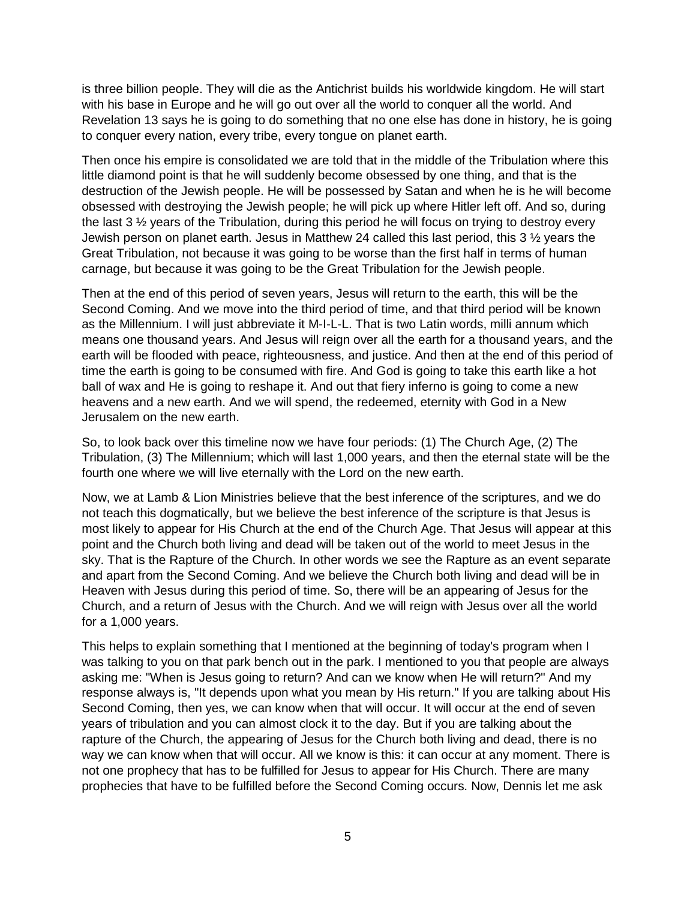is three billion people. They will die as the Antichrist builds his worldwide kingdom. He will start with his base in Europe and he will go out over all the world to conquer all the world. And Revelation 13 says he is going to do something that no one else has done in history, he is going to conquer every nation, every tribe, every tongue on planet earth.

Then once his empire is consolidated we are told that in the middle of the Tribulation where this little diamond point is that he will suddenly become obsessed by one thing, and that is the destruction of the Jewish people. He will be possessed by Satan and when he is he will become obsessed with destroying the Jewish people; he will pick up where Hitler left off. And so, during the last 3 ½ years of the Tribulation, during this period he will focus on trying to destroy every Jewish person on planet earth. Jesus in Matthew 24 called this last period, this 3 ½ years the Great Tribulation, not because it was going to be worse than the first half in terms of human carnage, but because it was going to be the Great Tribulation for the Jewish people.

Then at the end of this period of seven years, Jesus will return to the earth, this will be the Second Coming. And we move into the third period of time, and that third period will be known as the Millennium. I will just abbreviate it M-I-L-L. That is two Latin words, milli annum which means one thousand years. And Jesus will reign over all the earth for a thousand years, and the earth will be flooded with peace, righteousness, and justice. And then at the end of this period of time the earth is going to be consumed with fire. And God is going to take this earth like a hot ball of wax and He is going to reshape it. And out that fiery inferno is going to come a new heavens and a new earth. And we will spend, the redeemed, eternity with God in a New Jerusalem on the new earth.

So, to look back over this timeline now we have four periods: (1) The Church Age, (2) The Tribulation, (3) The Millennium; which will last 1,000 years, and then the eternal state will be the fourth one where we will live eternally with the Lord on the new earth.

Now, we at Lamb & Lion Ministries believe that the best inference of the scriptures, and we do not teach this dogmatically, but we believe the best inference of the scripture is that Jesus is most likely to appear for His Church at the end of the Church Age. That Jesus will appear at this point and the Church both living and dead will be taken out of the world to meet Jesus in the sky. That is the Rapture of the Church. In other words we see the Rapture as an event separate and apart from the Second Coming. And we believe the Church both living and dead will be in Heaven with Jesus during this period of time. So, there will be an appearing of Jesus for the Church, and a return of Jesus with the Church. And we will reign with Jesus over all the world for a 1,000 years.

This helps to explain something that I mentioned at the beginning of today's program when I was talking to you on that park bench out in the park. I mentioned to you that people are always asking me: "When is Jesus going to return? And can we know when He will return?" And my response always is, "It depends upon what you mean by His return." If you are talking about His Second Coming, then yes, we can know when that will occur. It will occur at the end of seven years of tribulation and you can almost clock it to the day. But if you are talking about the rapture of the Church, the appearing of Jesus for the Church both living and dead, there is no way we can know when that will occur. All we know is this: it can occur at any moment. There is not one prophecy that has to be fulfilled for Jesus to appear for His Church. There are many prophecies that have to be fulfilled before the Second Coming occurs. Now, Dennis let me ask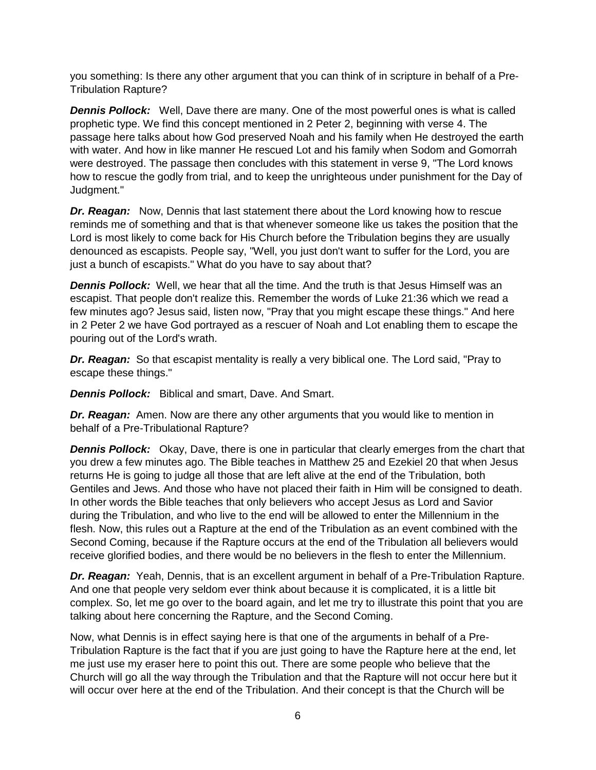you something: Is there any other argument that you can think of in scripture in behalf of a Pre-Tribulation Rapture?

***Dennis Pollock:*** Well, Dave there are many. One of the most powerful ones is what is called prophetic type. We find this concept mentioned in 2 Peter 2, beginning with verse 4. The passage here talks about how God preserved Noah and his family when He destroyed the earth with water. And how in like manner He rescued Lot and his family when Sodom and Gomorrah were destroyed. The passage then concludes with this statement in verse 9, "The Lord knows how to rescue the godly from trial, and to keep the unrighteous under punishment for the Day of Judgment."

***Dr. Reagan:*** Now, Dennis that last statement there about the Lord knowing how to rescue reminds me of something and that is that whenever someone like us takes the position that the Lord is most likely to come back for His Church before the Tribulation begins they are usually denounced as escapists. People say, "Well, you just don't want to suffer for the Lord, you are just a bunch of escapists." What do you have to say about that?

***Dennis Pollock:*** Well, we hear that all the time. And the truth is that Jesus Himself was an escapist. That people don't realize this. Remember the words of Luke 21:36 which we read a few minutes ago? Jesus said, listen now, "Pray that you might escape these things." And here in 2 Peter 2 we have God portrayed as a rescuer of Noah and Lot enabling them to escape the pouring out of the Lord's wrath.

***Dr. Reagan:*** So that escapist mentality is really a very biblical one. The Lord said, "Pray to escape these things."

***Dennis Pollock:*** Biblical and smart, Dave. And Smart.

***Dr. Reagan:*** Amen. Now are there any other arguments that you would like to mention in behalf of a Pre-Tribulational Rapture?

***Dennis Pollock:*** Okay, Dave, there is one in particular that clearly emerges from the chart that you drew a few minutes ago. The Bible teaches in Matthew 25 and Ezekiel 20 that when Jesus returns He is going to judge all those that are left alive at the end of the Tribulation, both Gentiles and Jews. And those who have not placed their faith in Him will be consigned to death. In other words the Bible teaches that only believers who accept Jesus as Lord and Savior during the Tribulation, and who live to the end will be allowed to enter the Millennium in the flesh. Now, this rules out a Rapture at the end of the Tribulation as an event combined with the Second Coming, because if the Rapture occurs at the end of the Tribulation all believers would receive glorified bodies, and there would be no believers in the flesh to enter the Millennium.

***Dr. Reagan:*** Yeah, Dennis, that is an excellent argument in behalf of a Pre-Tribulation Rapture. And one that people very seldom ever think about because it is complicated, it is a little bit complex. So, let me go over to the board again, and let me try to illustrate this point that you are talking about here concerning the Rapture, and the Second Coming.

Now, what Dennis is in effect saying here is that one of the arguments in behalf of a Pre-Tribulation Rapture is the fact that if you are just going to have the Rapture here at the end, let me just use my eraser here to point this out. There are some people who believe that the Church will go all the way through the Tribulation and that the Rapture will not occur here but it will occur over here at the end of the Tribulation. And their concept is that the Church will be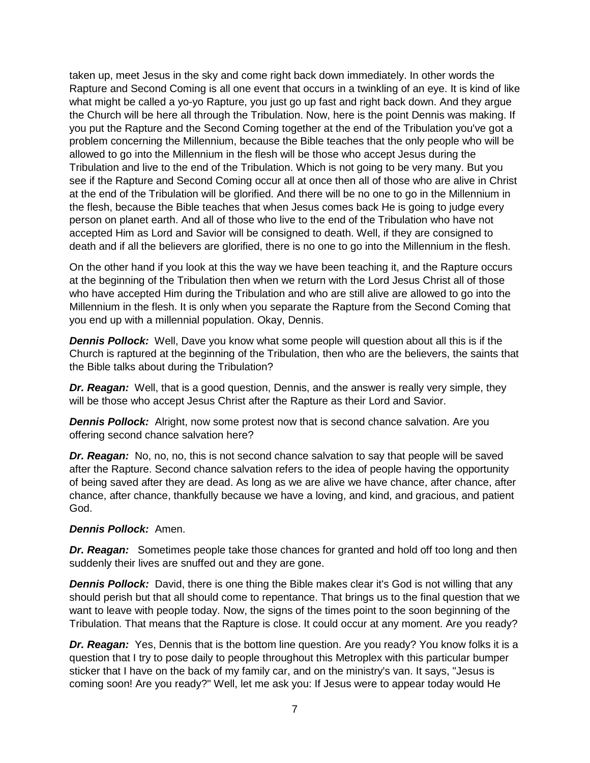taken up, meet Jesus in the sky and come right back down immediately. In other words the Rapture and Second Coming is all one event that occurs in a twinkling of an eye. It is kind of like what might be called a yo-yo Rapture, you just go up fast and right back down. And they argue the Church will be here all through the Tribulation. Now, here is the point Dennis was making. If you put the Rapture and the Second Coming together at the end of the Tribulation you've got a problem concerning the Millennium, because the Bible teaches that the only people who will be allowed to go into the Millennium in the flesh will be those who accept Jesus during the Tribulation and live to the end of the Tribulation. Which is not going to be very many. But you see if the Rapture and Second Coming occur all at once then all of those who are alive in Christ at the end of the Tribulation will be glorified. And there will be no one to go in the Millennium in the flesh, because the Bible teaches that when Jesus comes back He is going to judge every person on planet earth. And all of those who live to the end of the Tribulation who have not accepted Him as Lord and Savior will be consigned to death. Well, if they are consigned to death and if all the believers are glorified, there is no one to go into the Millennium in the flesh.

On the other hand if you look at this the way we have been teaching it, and the Rapture occurs at the beginning of the Tribulation then when we return with the Lord Jesus Christ all of those who have accepted Him during the Tribulation and who are still alive are allowed to go into the Millennium in the flesh. It is only when you separate the Rapture from the Second Coming that you end up with a millennial population. Okay, Dennis.

***Dennis Pollock:*** Well, Dave you know what some people will question about all this is if the Church is raptured at the beginning of the Tribulation, then who are the believers, the saints that the Bible talks about during the Tribulation?

***Dr. Reagan:*** Well, that is a good question, Dennis, and the answer is really very simple, they will be those who accept Jesus Christ after the Rapture as their Lord and Savior.

***Dennis Pollock:*** Alright, now some protest now that is second chance salvation. Are you offering second chance salvation here?

***Dr. Reagan:*** No, no, no, this is not second chance salvation to say that people will be saved after the Rapture. Second chance salvation refers to the idea of people having the opportunity of being saved after they are dead. As long as we are alive we have chance, after chance, after chance, after chance, thankfully because we have a loving, and kind, and gracious, and patient God.

***Dennis Pollock:*** Amen.

***Dr. Reagan:*** Sometimes people take those chances for granted and hold off too long and then suddenly their lives are snuffed out and they are gone.

***Dennis Pollock:*** David, there is one thing the Bible makes clear it's God is not willing that any should perish but that all should come to repentance. That brings us to the final question that we want to leave with people today. Now, the signs of the times point to the soon beginning of the Tribulation. That means that the Rapture is close. It could occur at any moment. Are you ready?

***Dr. Reagan:*** Yes, Dennis that is the bottom line question. Are you ready? You know folks it is a question that I try to pose daily to people throughout this Metroplex with this particular bumper sticker that I have on the back of my family car, and on the ministry's van. It says, "Jesus is coming soon! Are you ready?" Well, let me ask you: If Jesus were to appear today would He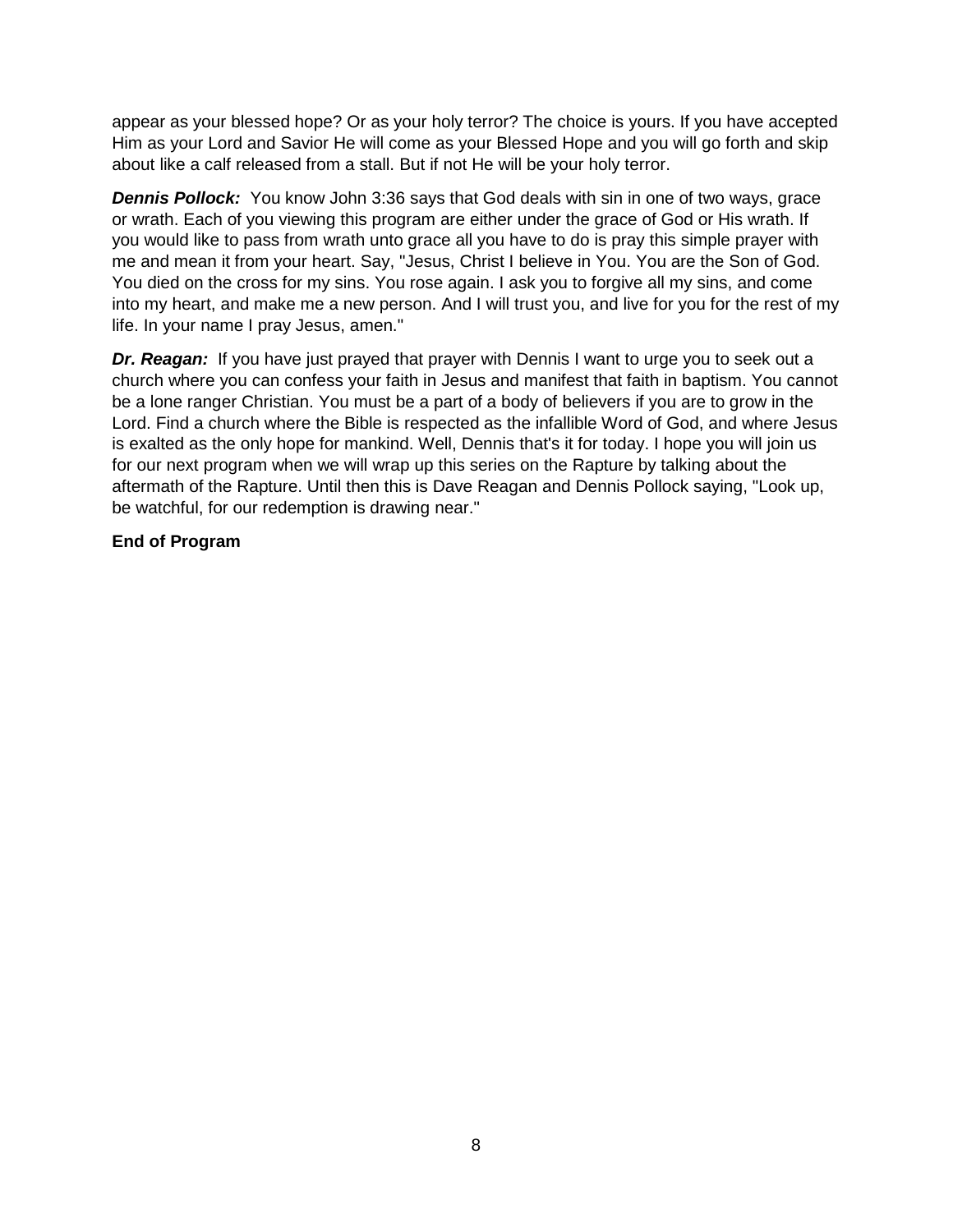appear as your blessed hope? Or as your holy terror? The choice is yours. If you have accepted Him as your Lord and Savior He will come as your Blessed Hope and you will go forth and skip about like a calf released from a stall. But if not He will be your holy terror.

***Dennis Pollock:*** You know John 3:36 says that God deals with sin in one of two ways, grace or wrath. Each of you viewing this program are either under the grace of God or His wrath. If you would like to pass from wrath unto grace all you have to do is pray this simple prayer with me and mean it from your heart. Say, "Jesus, Christ I believe in You. You are the Son of God. You died on the cross for my sins. You rose again. I ask you to forgive all my sins, and come into my heart, and make me a new person. And I will trust you, and live for you for the rest of my life. In your name I pray Jesus, amen."

***Dr. Reagan:*** If you have just prayed that prayer with Dennis I want to urge you to seek out a church where you can confess your faith in Jesus and manifest that faith in baptism. You cannot be a lone ranger Christian. You must be a part of a body of believers if you are to grow in the Lord. Find a church where the Bible is respected as the infallible Word of God, and where Jesus is exalted as the only hope for mankind. Well, Dennis that's it for today. I hope you will join us for our next program when we will wrap up this series on the Rapture by talking about the aftermath of the Rapture. Until then this is Dave Reagan and Dennis Pollock saying, "Look up, be watchful, for our redemption is drawing near."

**End of Program**